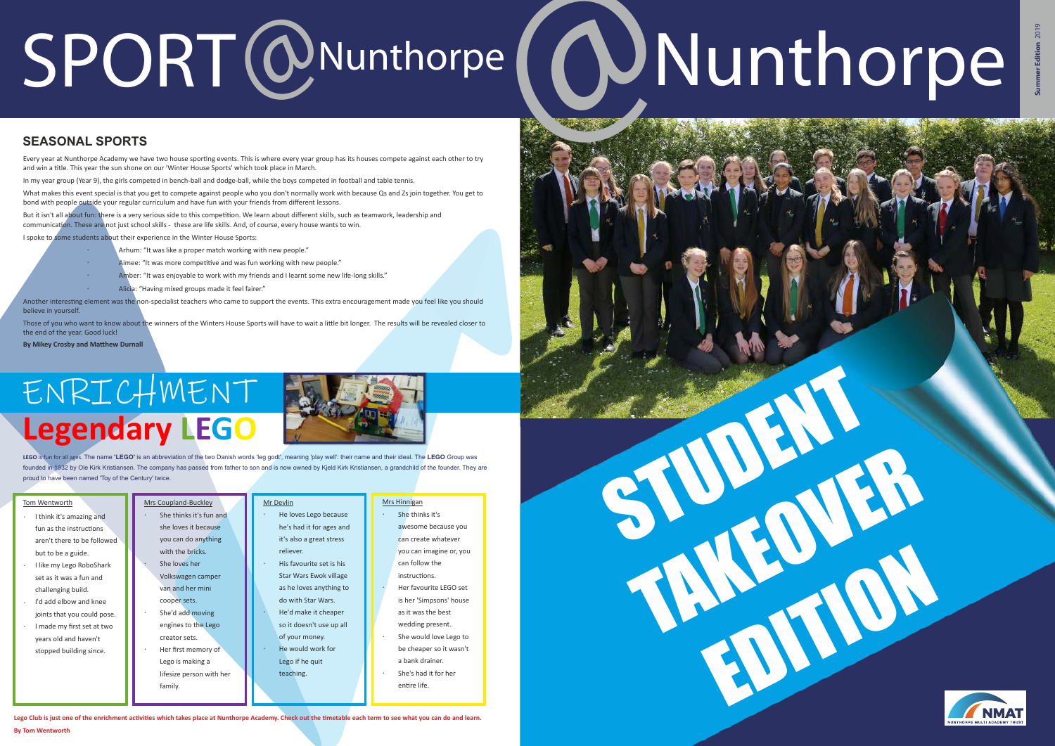# SPORT @Nunthorpe

Summer Edition 2019

## SEASONAL SPORTS

Every year at Nunthorpe Academy we have two house sporting events. This is where every year group has its houses compete against each other to try and win a title. This year the sun shone on our 'Winter House Sports' which took place in March.

In my year group (Year 9), the girls competed in bench-ball and dodge-ball, while the boys competed in football and table tennis.

What makes this event special is that you get to compete against people who you don't normally work with because Qs and Zs join together. You get to bond with people outside your regular curriculum and have fun with your friends from different lessons.

But it isn't all about fun: there is a very serious side to this competition. We learn about different skills, such as teamwork, leadership and communication. These are not just school skills - these are life skills. And, of course, every house wants to win.

I spoke to some students about their experience in the Winter House Sports:

- Arhum: "It was like a proper match working with new people."
- Aimee: "It was more competitive and was fun working with new people."
- Amber: "It was enjoyable to work with my friends and I learnt some new life-long skills."
- Alicia: "Having mixed groups made it feel fairer."

Another interesting element was the non-specialist teachers who came to support the events. This extra encouragement made you feel like you should believe in yourself.

Those of you who want to know about the winners of the Winters House Sports will have to wait a little bit longer. The results will be revealed closer to the end of the year. Good luck!

**By Mikey Crosby and Matthew Durnall**

# ENRICHMENT

## Legendary LEGO

**LEGO** is fun for all ages. The name **'LEGO'** is an abbreviation of the two Danish words 'leg godt', meaning 'play well': their name and their ideal. The **LEGO** Group was founded in 1932 by Ole Kirk Kristiansen. The company has passed from father to son and is now owned by Kjeld Kirk Kristiansen, a grandchild of the founder. They are proud to have been named 'Toy of the Century' twice.

Tom Wentworth

- I think it's amazing and fun as the instructions aren't there to be followed but to be a guide.
- I like my Lego RoboShark set as it was a fun and challenging build.
- I'd add elbow and knee joints that you could pose.
- I made my first set at two years old and haven't stopped building since.

Mrs Coupland-Buckley

- She thinks it's fun and she loves it because you can do anything with the bricks.
- She loves her Volkswagen camper van and her mini cooper sets.
- She'd add moving engines to the Lego creator sets.
- Her first memory of Lego is making a lifesize person with her family.

Mr Devlin

- He loves Lego because he's had it for ages and it's also a great stress reliever.
- His favourite set is his Star Wars Ewok village as he loves anything to do with Star Wars.
- He'd make it cheaper so it doesn't use up all of your money.
- He would work for Lego if he quit teaching.

Mrs Hinnigan

- She thinks it's awesome because you can create whatever you can imagine or, you can follow the instructions.
- Her favourite LEGO set is her 'Simpsons' house as it was the best wedding present.
- She would love Lego to be cheaper so it wasn't a bank drainer.
- She's had it for her entire life.

**Lego Club is just one of the enrichment activities which takes place at Nunthorpe Academy. Check out the timetable each term to see what you can do and learn.**

**By Tom Wentworth**

# STUDENT TAKEOVER EDITION

NMAT NUNTHORPE MULTI ACADEMY TRUST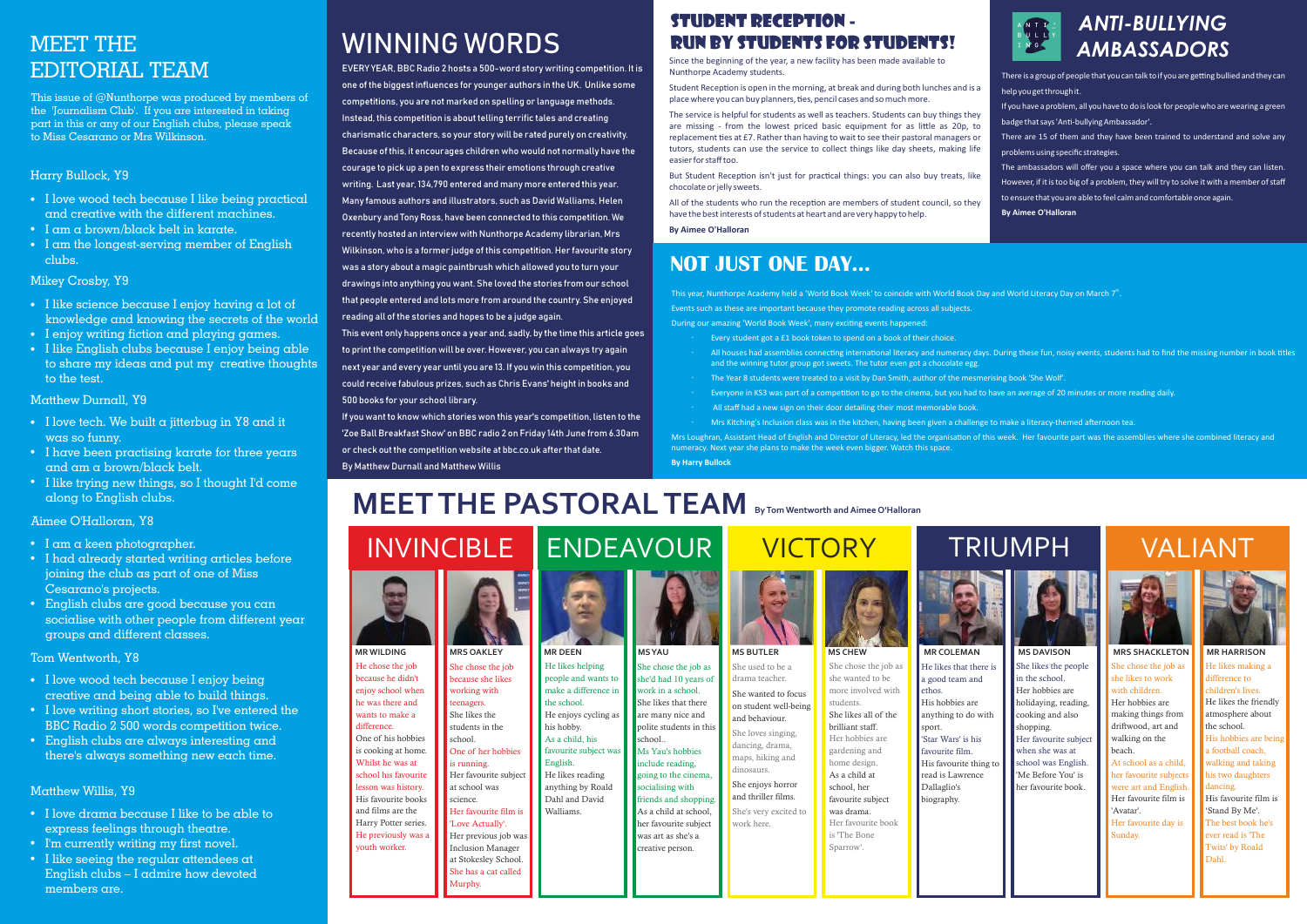# MEET THE EDITORIAL TEAM

This issue of @Nunthorpe was produced by members of the 'Journalism Club'. If you are interested in taking part in this or any of our English clubs, please speak to Miss Cesarano or Mrs Wilkinson.

### Harry Bullock, Y9

- I love wood tech because I like being practical and creative with the different machines.
- I am a brown/black belt in karate.
- I am the longest-serving member of English clubs.

### Mikey Crosby, Y9

- I like science because I enjoy having a lot of knowledge and knowing the secrets of the world
- I enjoy writing fiction and playing games.
- I like English clubs because I enjoy being able to share my ideas and put my creative thoughts to the test.

### Matthew Durnall, Y9

- I love tech. We built a jitterbug in Y8 and it was so funny.
- I have been practising karate for three years and am a brown/black belt.
- I like trying new things, so I thought I'd come along to English clubs.

### Aimee O'Halloran, Y8

- I am a keen photographer.
- I had already started writing articles before joining the club as part of one of Miss Cesarano's projects.
- English clubs are good because you can socialise with other people from different year groups and different classes.

### Tom Wentworth, Y8

- I love wood tech because I enjoy being creative and being able to build things.
- I love writing short stories, so I've entered the BBC Radio 2 500 words competition twice.
- English clubs are always interesting and there's always something new each time.

### Matthew Willis, Y9

- I love drama because I like to be able to express feelings through theatre.
- I'm currently writing my first novel.
- I like seeing the regular attendees at English clubs – I admire how devoted members are.

# WINNING WORDS

EVERY YEAR, BBC Radio 2 hosts a 500-word story writing competition. It is one of the biggest influences for younger authors in the UK. Unlike some competitions, you are not marked on spelling or language methods. Instead, this competition is about telling terrific tales and creating charismatic characters, so your story will be rated purely on creativity. Because of this, it encourages children who would not normally have the courage to pick up a pen to express their emotions through creative writing. Last year, 134,790 entered and many more entered this year. Many famous authors and illustrators, such as David Walliams, Helen Oxenbury and Tony Ross, have been connected to this competition. We recently hosted an interview with Nunthorpe Academy librarian, Mrs Wilkinson, who is a former judge of this competition. Her favourite story was a story about a magic paintbrush which allowed you to turn your drawings into anything you want. She loved the stories from our school that people entered and lots more from around the country. She enjoyed reading all of the stories and hopes to be a judge again.

This event only happens once a year and, sadly, by the time this article goes to print the competition will be over. However, you can always try again next year and every year until you are 13. If you win this competition, you could receive fabulous prizes, such as Chris Evans' height in books and 500 books for your school library.

If you want to know which stories won this year's competition, listen to the 'Zoe Ball Breakfast Show' on BBC radio 2 on Friday 14th June from 6.30am or check out the competition website at bbc.co.uk after that date.

By Matthew Durnall and Matthew Willis

# STUDENT RECEPTION - RUN BY STUDENTS FOR STUDENTS!

Since the beginning of the year, a new facility has been made available to Nunthorpe Academy students.

Student Reception is open in the morning, at break and during both lunches and is a place where you can buy planners, ties, pencil cases and so much more.

The service is helpful for students as well as teachers. Students can buy things they are missing - from the lowest priced basic equipment for as little as 20p, to replacement ties at £7. Rather than having to wait to see their pastoral managers or tutors, students can use the service to collect things like day sheets, making life easier for staff too.

But Student Reception isn't just for practical things: you can also buy treats, like chocolate or jelly sweets.

All of the students who run the reception are members of student council, so they have the best interests of students at heart and are very happy to help.

**By Aimee O'Halloran**

# ANTI-BULLYING AMBASSADORS

There is a group of people that you can talk to if you are getting bullied and they can help you get through it.

If you have a problem, all you have to do is look for people who are wearing a green badge that says 'Anti-bullying Ambassador'.

There are 15 of them and they have been trained to understand and solve any problems using specific strategies.

The ambassadors will offer you a space where you can talk and they can listen. However, if it is too big of a problem, they will try to solve it with a member of staff to ensure that you are able to feel calm and comfortable once again.

**By Aimee O'Halloran**

# NOT JUST ONE DAY...

This year, Nunthorpe Academy held a 'World Book Week' to coincide with World Book Day and World Literacy Day on March 7th.

Events such as these are important because they promote reading across all subjects.

During our amazing 'World Book Week', many exciting events happened:

- Every student got a £1 book token to spend on a book of their choice.
- All houses had assemblies connecting international literacy and numeracy days. During these fun, noisy events, students had to find the missing number in book titles and the winning tutor group got sweets. The tutor even got a chocolate egg.
- The Year 8 students were treated to a visit by Dan Smith, author of the mesmerising book 'She Wolf'.
- Everyone in KS3 was part of a competition to go to the cinema, but you had to have an average of 20 minutes or more reading daily.
- All staff had a new sign on their door detailing their most memorable book.
- Mrs Kitching's Inclusion class was in the kitchen, having been given a challenge to make a literacy-themed afternoon tea.

Mrs Loughran, Assistant Head of English and Director of Literacy, led the organisation of this week. Her favourite part was the assemblies where she combined literacy and numeracy. Next year she plans to make the week even bigger. Watch this space.

**By Harry Bullock**

# MEET THE PASTORAL TEAM

By Tom Wentworth and Aimee O'Halloran

## INVINCIBLE

**MR WILDING**

He chose the job because he didn't enjoy school when he was there and wants to make a difference.
One of his hobbies is cooking at home.
Whilst he was at school his favourite lesson was history.
His favourite books and films are the Harry Potter series.
He previously was a youth worker.

**MRS OAKLEY**

She chose the job because she likes working with teenagers.
She likes the students in the school.
One of her hobbies is running.
Her favourite subject at school was science.
Her favourite film is 'Love Actually'.
Her previous job was Inclusion Manager at Stokesley School.
She has a cat called Murphy.

## ENDEAVOUR

**MR DEEN**

He likes helping people and wants to make a difference in the school.
He enjoys cycling as his hobby.
As a child, his favourite subject was English.
He likes reading anything by Roald Dahl and David Walliams.

**MS YAU**

She chose the job as she'd had 10 years of work in a school.
She likes that there are many nice and polite students in this school..
Ms Yau's hobbies include reading, going to the cinema, socialising with friends and shopping.
As a child at school, her favourite subject was art as she's a creative person.

## VICTORY

**MS BUTLER**

She used to be a drama teacher.
She wanted to focus on student well-being and behaviour.
She loves singing, dancing, drama, maps, hiking and dinosaurs.
She enjoys horror and thriller films.
She's very excited to work here.

**MS CHEW**

She chose the job as she wanted to be more involved with students.
She likes all of the brilliant staff.
Her hobbies are gardening and home design.
As a child at school, her favourite subject was drama.
Her favourite book is 'The Bone Sparrow'.

## TRIUMPH

**MR COLEMAN**

He likes that there is a good team and ethos.
His hobbies are anything to do with sport.
'Star Wars' is his favourite film.
His favourite thing to read is Lawrence Dallaglio's biography.

**MS DAVISON**

She likes the people in the school.
Her hobbies are holidaying, reading, cooking and also shopping.
Her favourite subject when she was at school was English.
'Me Before You' is her favourite book.

## VALIANT

**MRS SHACKLETON**

She chose the job as she likes to work with children.
Her hobbies are making things from driftwood, art and walking on the beach.
At school as a child, her favourite subjects were art and English.
Her favourite film is 'Avatar'.
Her favourite day is Sunday.

**MR HARRISON**

He likes making a difference to children's lives.
He likes the friendly atmosphere about the school.
His hobbies are being a football coach, walking and taking his two daughters dancing.
His favourite film is 'Stand By Me'.
The best book he's ever read is 'The Twits' by Roald Dahl.